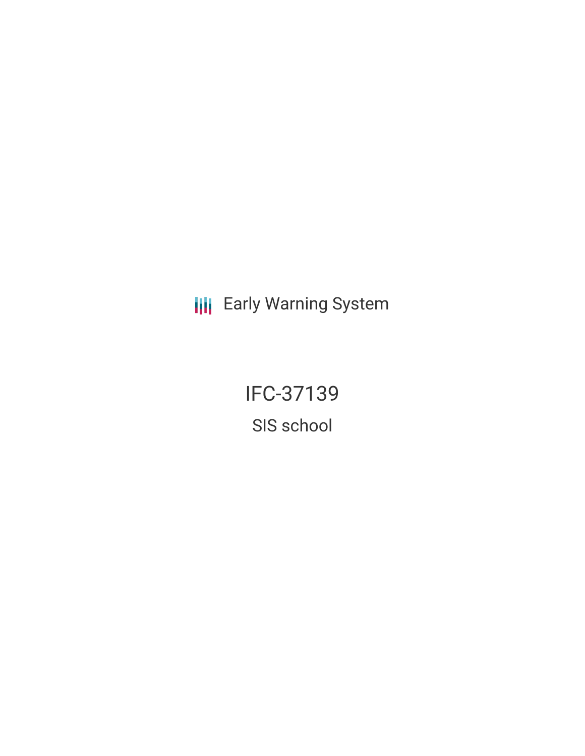Early Warning System

# IFC-37139

## SIS school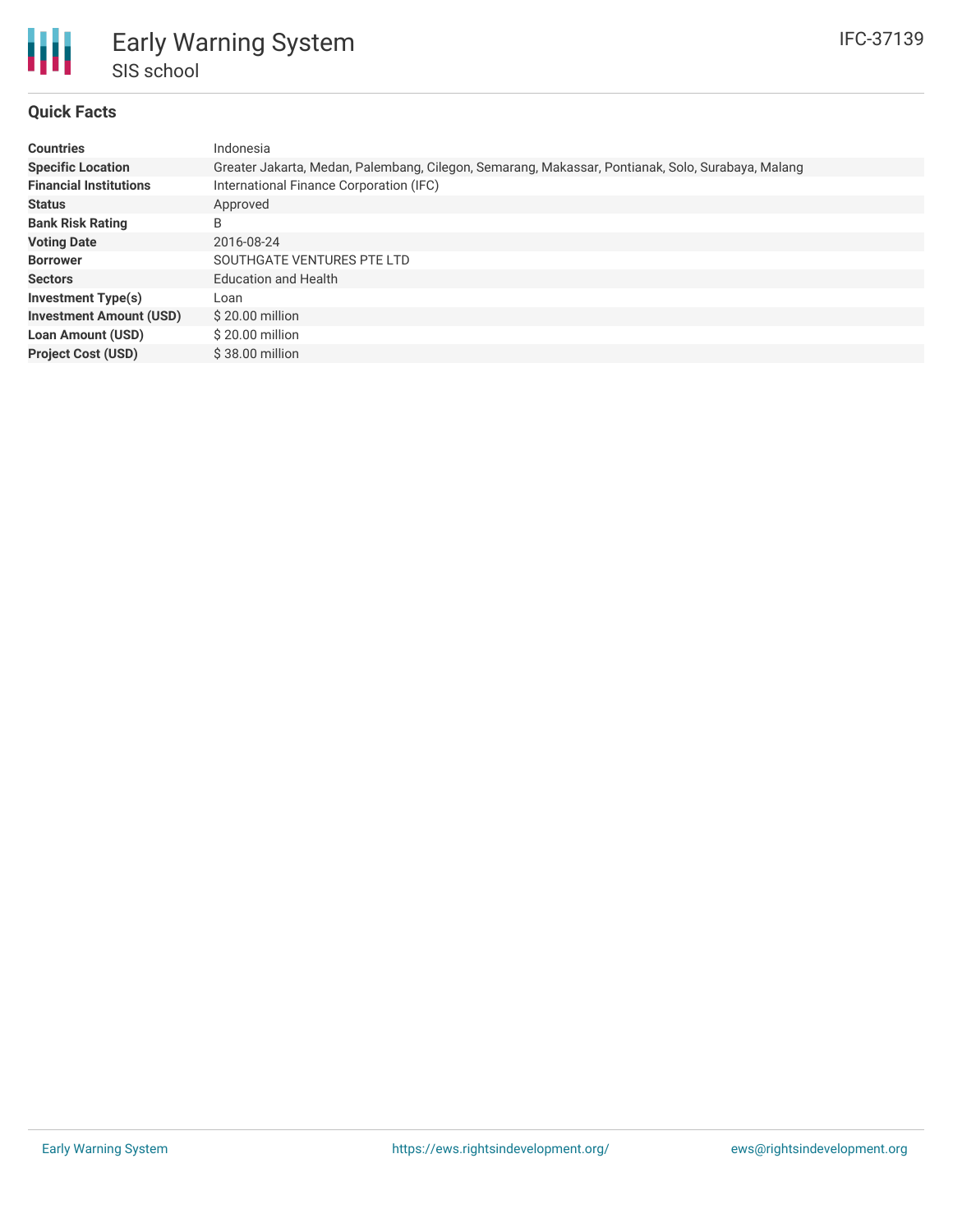# Early Warning System

## SIS school

IFC-37139

### Quick Facts

| | |
|---|---|
| **Countries** | Indonesia |
| **Specific Location** | Greater Jakarta, Medan, Palembang, Cilegon, Semarang, Makassar, Pontianak, Solo, Surabaya, Malang |
| **Financial Institutions** | International Finance Corporation (IFC) |
| **Status** | Approved |
| **Bank Risk Rating** | B |
| **Voting Date** | 2016-08-24 |
| **Borrower** | SOUTHGATE VENTURES PTE LTD |
| **Sectors** | Education and Health |
| **Investment Type(s)** | Loan |
| **Investment Amount (USD)** | $ 20.00 million |
| **Loan Amount (USD)** | $ 20.00 million |
| **Project Cost (USD)** | $ 38.00 million |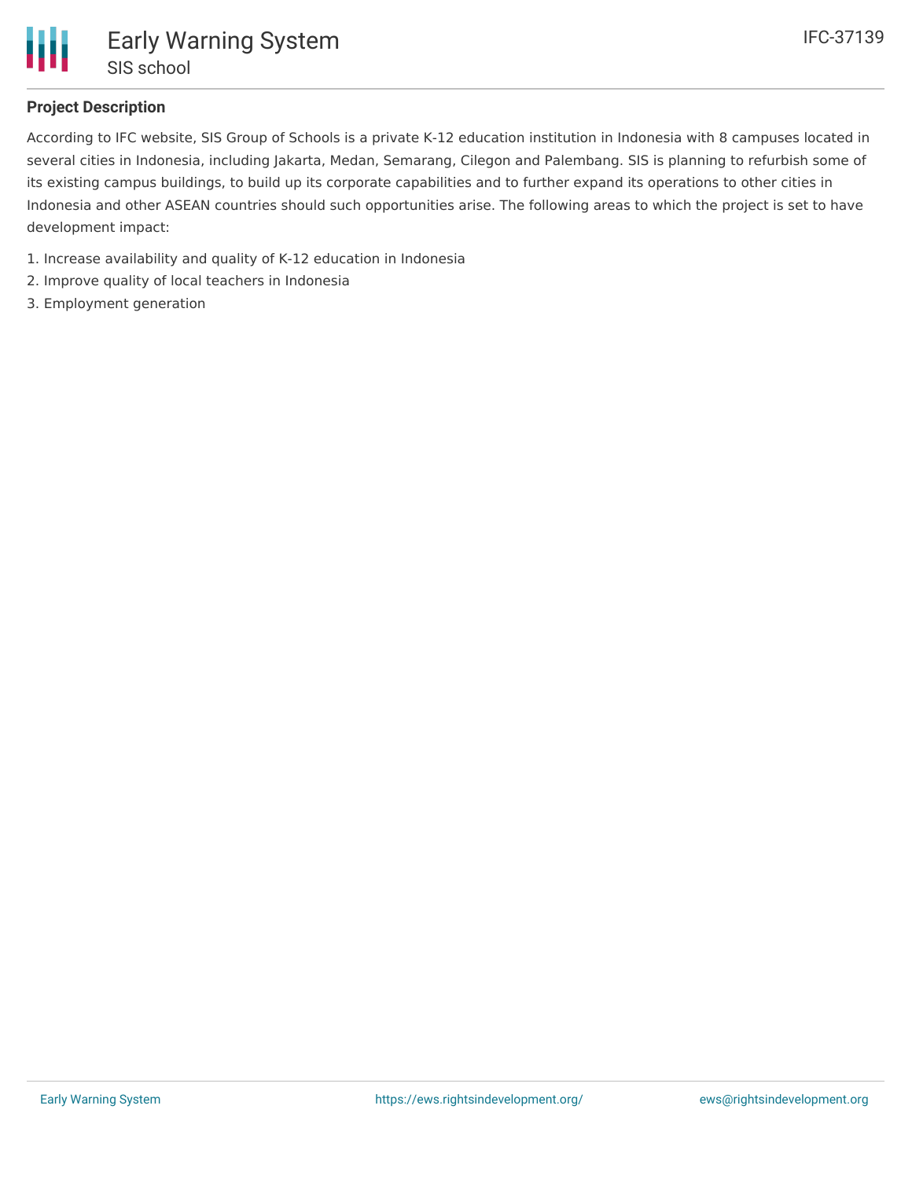## Project Description

According to IFC website, SIS Group of Schools is a private K-12 education institution in Indonesia with 8 campuses located in several cities in Indonesia, including Jakarta, Medan, Semarang, Cilegon and Palembang. SIS is planning to refurbish some of its existing campus buildings, to build up its corporate capabilities and to further expand its operations to other cities in Indonesia and other ASEAN countries should such opportunities arise. The following areas to which the project is set to have development impact:

1. Increase availability and quality of K-12 education in Indonesia
2. Improve quality of local teachers in Indonesia
3. Employment generation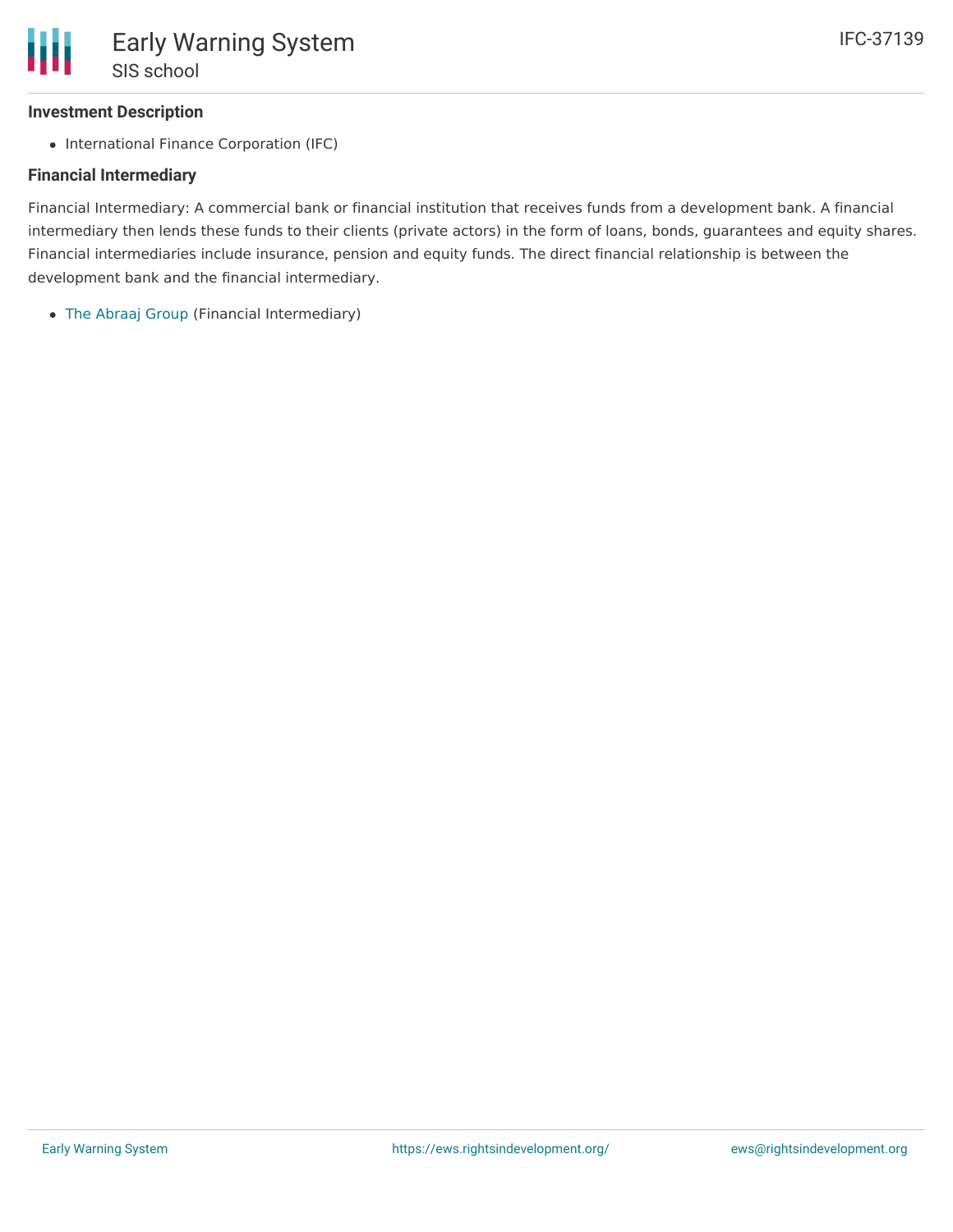**Investment Description**

- International Finance Corporation (IFC)

**Financial Intermediary**

Financial Intermediary: A commercial bank or financial institution that receives funds from a development bank. A financial intermediary then lends these funds to their clients (private actors) in the form of loans, bonds, guarantees and equity shares. Financial intermediaries include insurance, pension and equity funds. The direct financial relationship is between the development bank and the financial intermediary.

- The Abraaj Group (Financial Intermediary)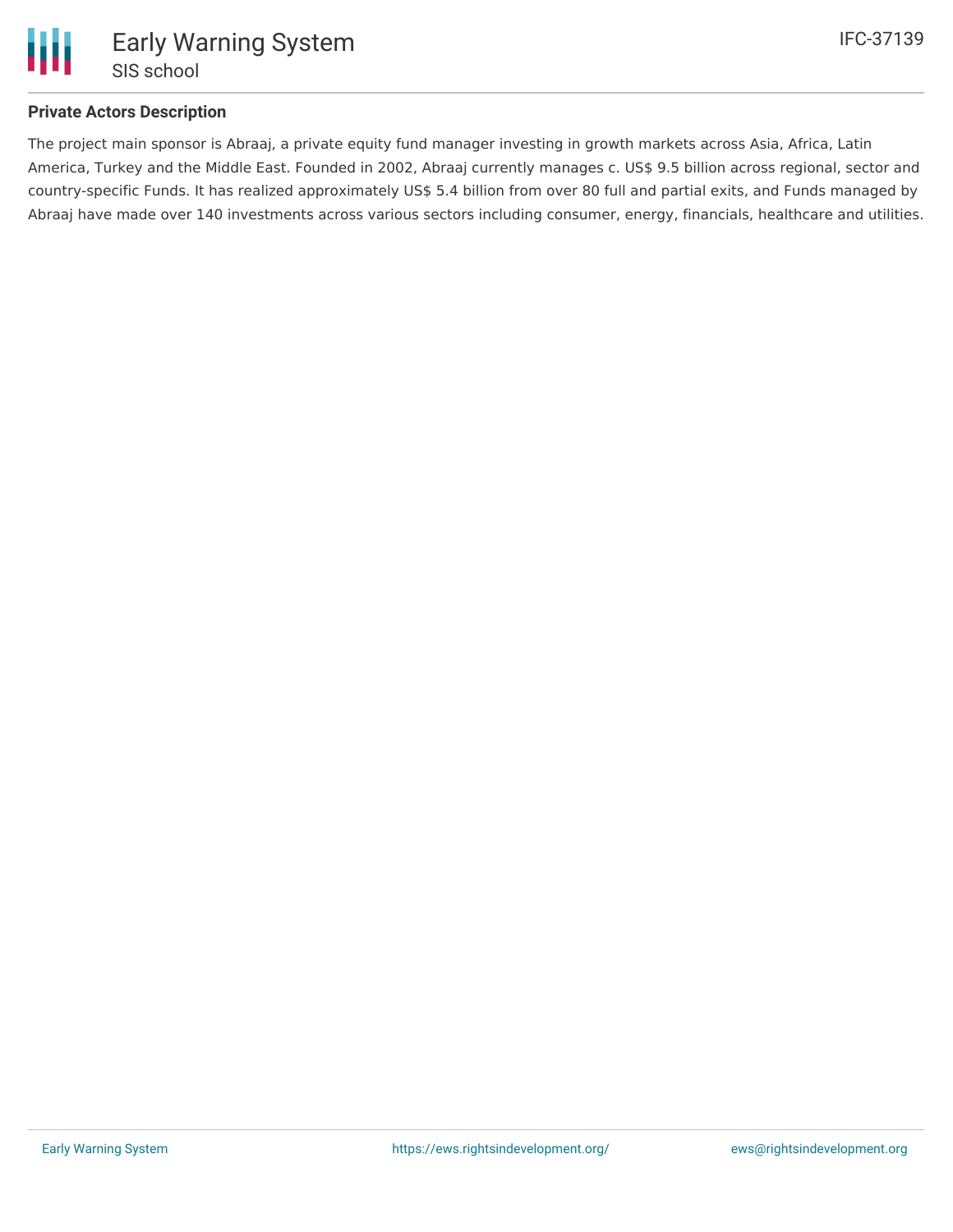**Private Actors Description**

The project main sponsor is Abraaj, a private equity fund manager investing in growth markets across Asia, Africa, Latin America, Turkey and the Middle East. Founded in 2002, Abraaj currently manages c. US$ 9.5 billion across regional, sector and country-specific Funds. It has realized approximately US$ 5.4 billion from over 80 full and partial exits, and Funds managed by Abraaj have made over 140 investments across various sectors including consumer, energy, financials, healthcare and utilities.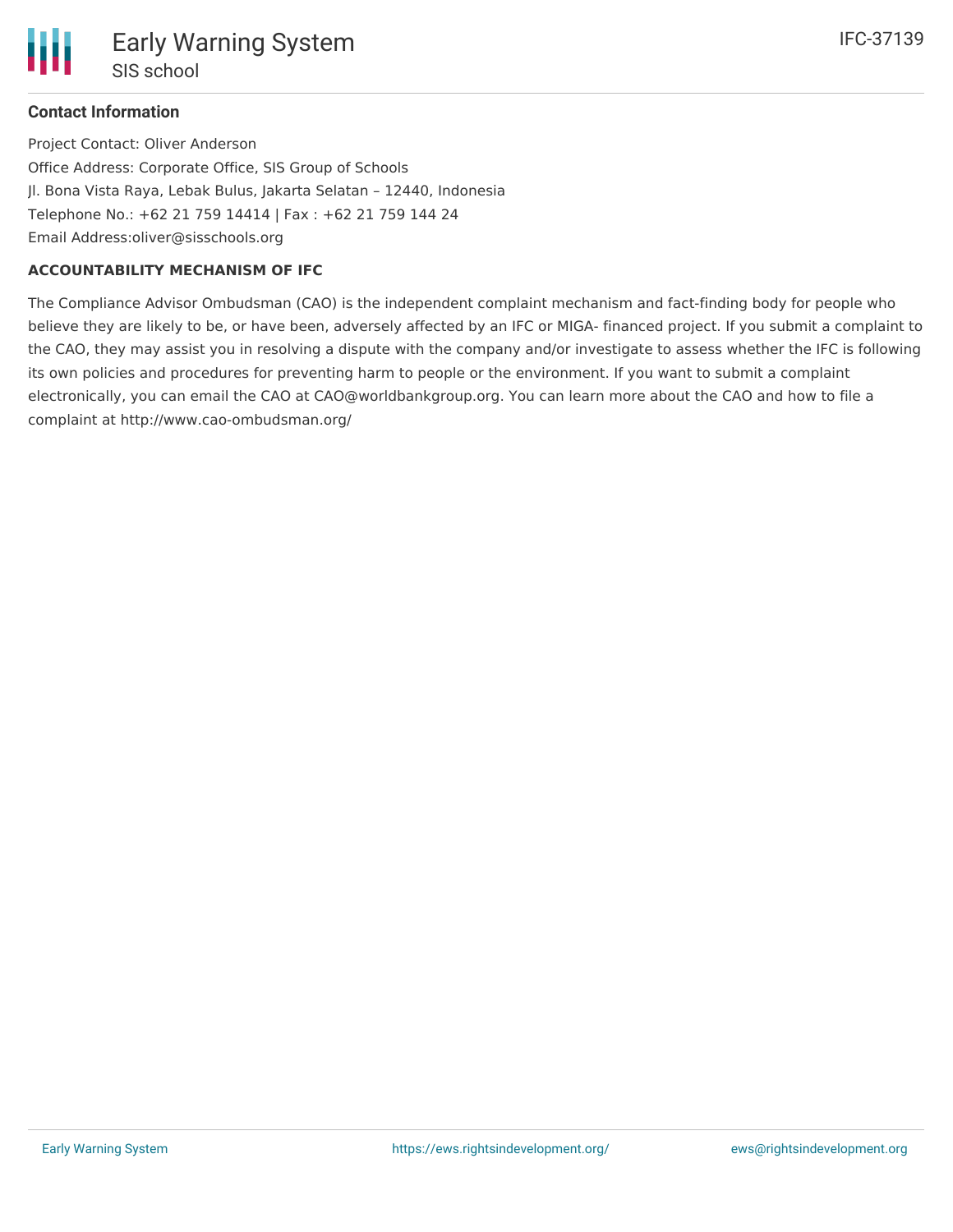#### Contact Information

Project Contact: Oliver Anderson
Office Address: Corporate Office, SIS Group of Schools
Jl. Bona Vista Raya, Lebak Bulus, Jakarta Selatan – 12440, Indonesia
Telephone No.: +62 21 759 14414 | Fax : +62 21 759 144 24
Email Address:oliver@sisschools.org

#### ACCOUNTABILITY MECHANISM OF IFC

The Compliance Advisor Ombudsman (CAO) is the independent complaint mechanism and fact-finding body for people who believe they are likely to be, or have been, adversely affected by an IFC or MIGA- financed project. If you submit a complaint to the CAO, they may assist you in resolving a dispute with the company and/or investigate to assess whether the IFC is following its own policies and procedures for preventing harm to people or the environment. If you want to submit a complaint electronically, you can email the CAO at CAO@worldbankgroup.org. You can learn more about the CAO and how to file a complaint at http://www.cao-ombudsman.org/